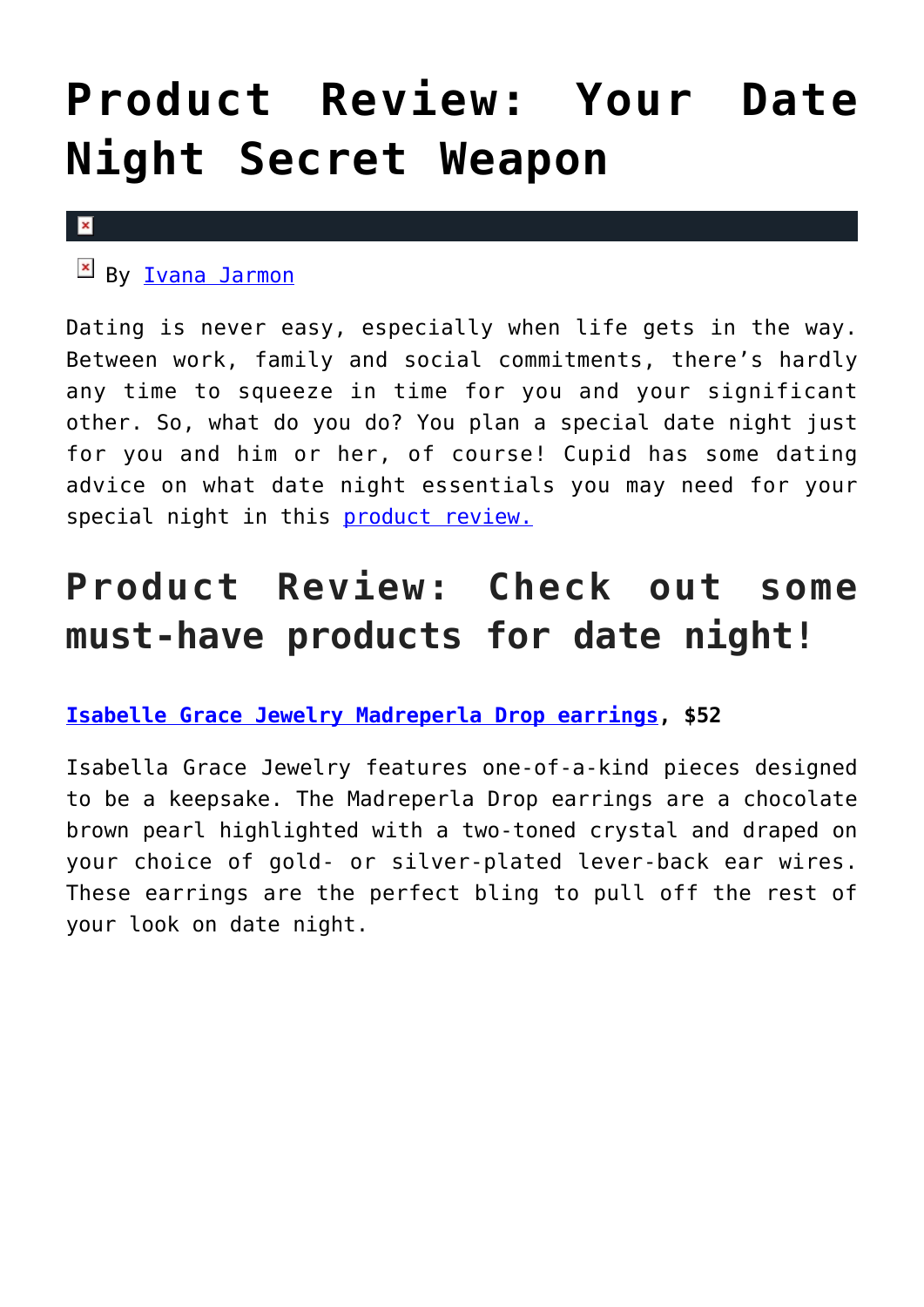# Product Review: Your Date Night Secret Weapon

By Ivana Jarmon

Dating is never easy, especially when life gets in the way. Between work, family and social commitments, there's hardly any time to squeeze in time for you and your significant other. So, what do you do? You plan a special date night just for you and him or her, of course! Cupid has some dating advice on what date night essentials you may need for your special night in this product review.

## Product Review: Check out some must-have products for date night!

**Isabelle Grace Jewelry Madreperla Drop earrings, $52**

Isabella Grace Jewelry features one-of-a-kind pieces designed to be a keepsake. The Madreperla Drop earrings are a chocolate brown pearl highlighted with a two-toned crystal and draped on your choice of gold- or silver-plated lever-back ear wires. These earrings are the perfect bling to pull off the rest of your look on date night.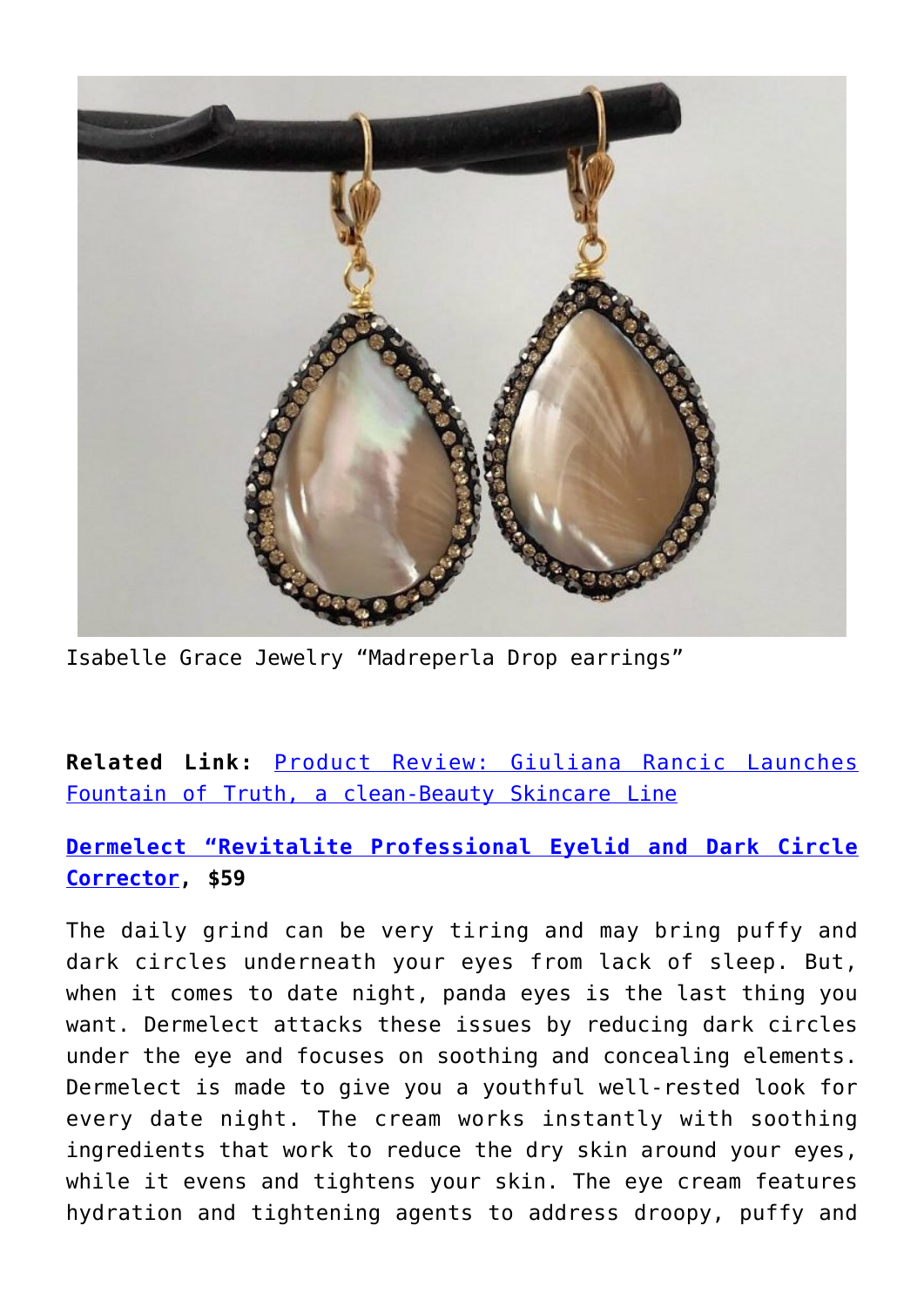Isabelle Grace Jewelry “Madreperla Drop earrings”

**Related Link:** Product Review: Giuliana Rancic Launches Fountain of Truth, a clean-Beauty Skincare Line

**Dermelect “Revitalite Professional Eyelid and Dark Circle Corrector, $59**

The daily grind can be very tiring and may bring puffy and dark circles underneath your eyes from lack of sleep. But, when it comes to date night, panda eyes is the last thing you want. Dermelect attacks these issues by reducing dark circles under the eye and focuses on soothing and concealing elements. Dermelect is made to give you a youthful well-rested look for every date night. The cream works instantly with soothing ingredients that work to reduce the dry skin around your eyes, while it evens and tightens your skin. The eye cream features hydration and tightening agents to address droopy, puffy and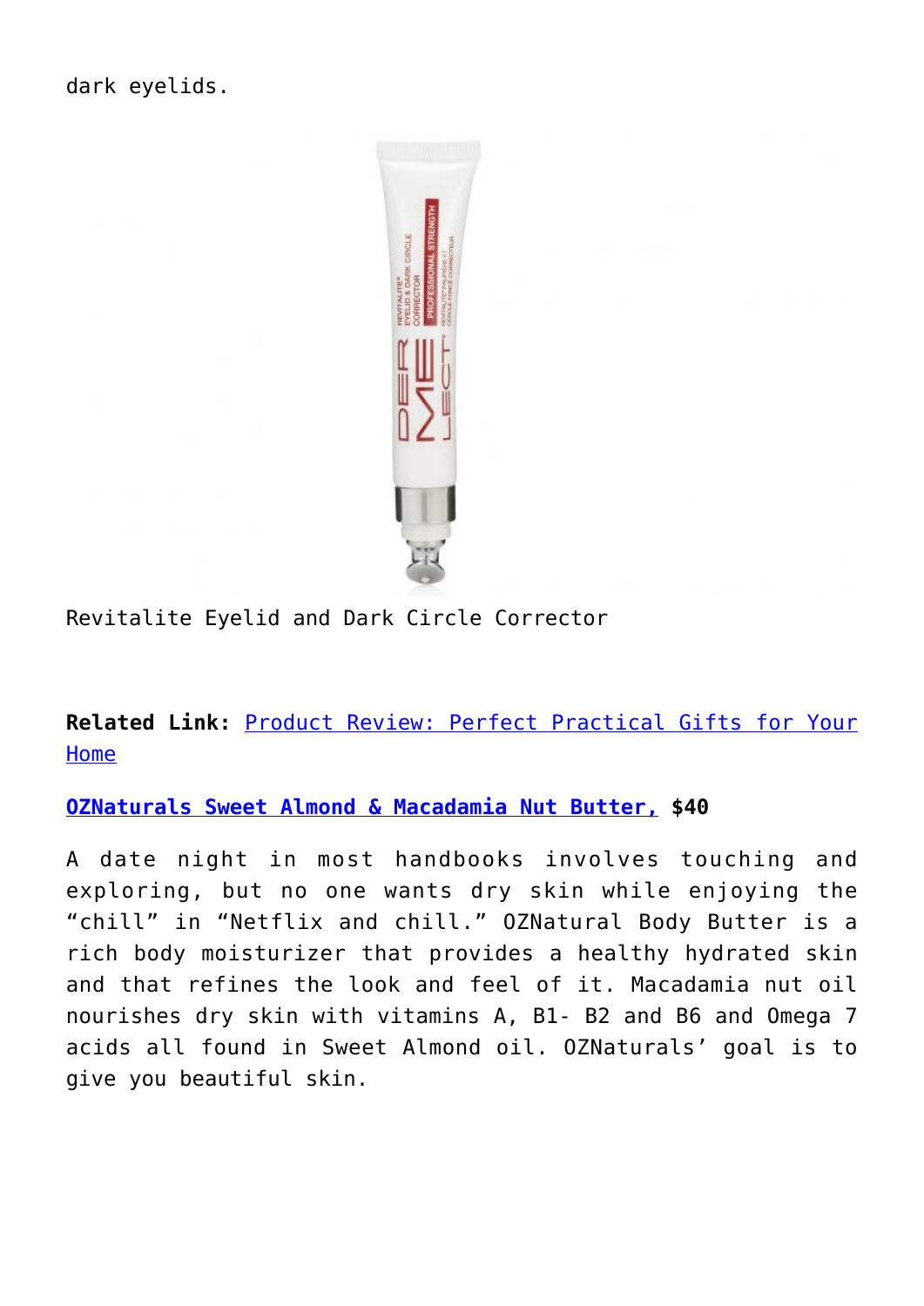dark eyelids.

Revitalite Eyelid and Dark Circle Corrector

**Related Link:** Product Review: Perfect Practical Gifts for Your Home

**OZNaturals Sweet Almond & Macadamia Nut Butter, $40**

A date night in most handbooks involves touching and exploring, but no one wants dry skin while enjoying the "chill" in "Netflix and chill." OZNatural Body Butter is a rich body moisturizer that provides a healthy hydrated skin and that refines the look and feel of it. Macadamia nut oil nourishes dry skin with vitamins A, B1- B2 and B6 and Omega 7 acids all found in Sweet Almond oil. OZNaturals' goal is to give you beautiful skin.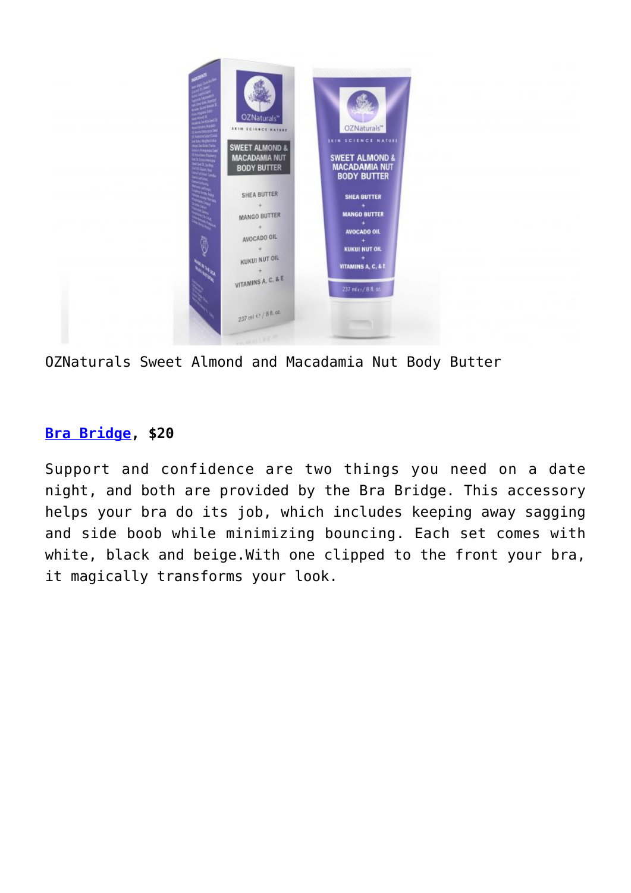OZNaturals Sweet Almond and Macadamia Nut Body Butter

**Bra Bridge, $20**

Support and confidence are two things you need on a date night, and both are provided by the Bra Bridge. This accessory helps your bra do its job, which includes keeping away sagging and side boob while minimizing bouncing. Each set comes with white, black and beige.With one clipped to the front your bra, it magically transforms your look.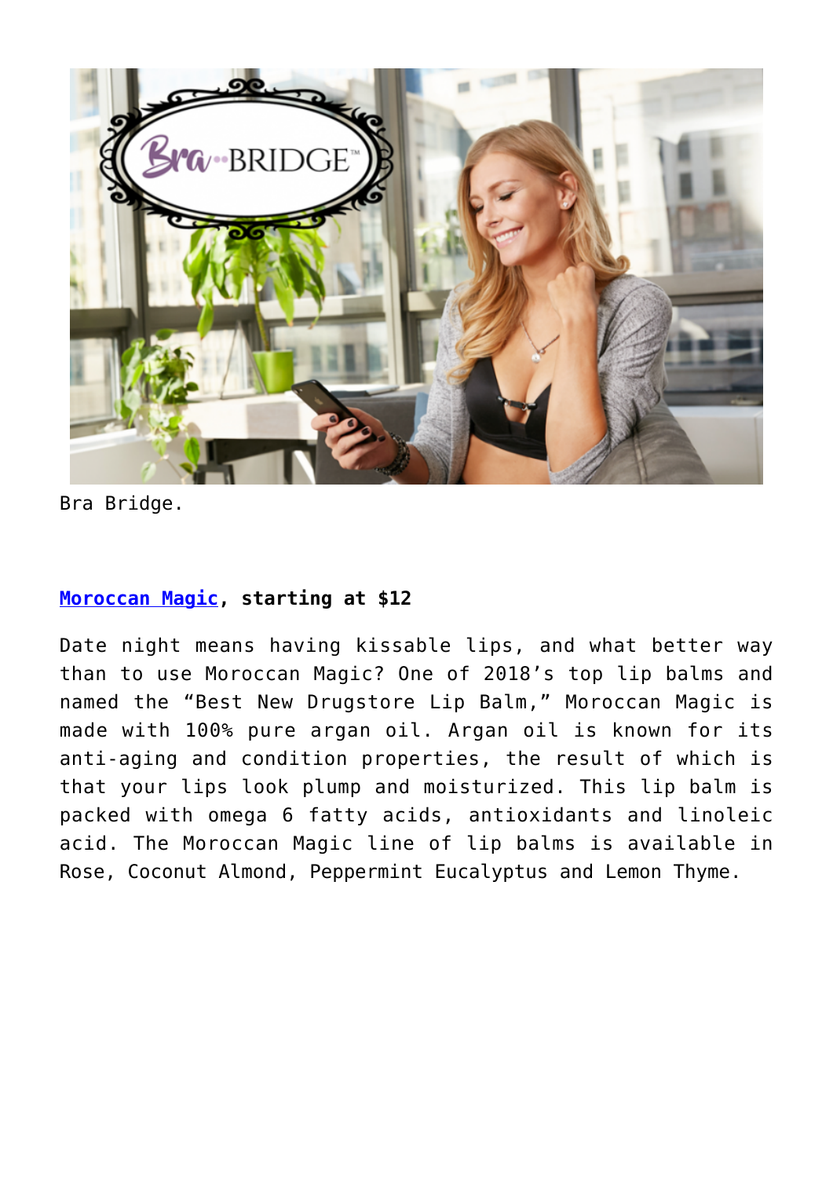Bra Bridge.

**Moroccan Magic, starting at $12**

Date night means having kissable lips, and what better way than to use Moroccan Magic? One of 2018's top lip balms and named the "Best New Drugstore Lip Balm," Moroccan Magic is made with 100% pure argan oil. Argan oil is known for its anti-aging and condition properties, the result of which is that your lips look plump and moisturized. This lip balm is packed with omega 6 fatty acids, antioxidants and linoleic acid. The Moroccan Magic line of lip balms is available in Rose, Coconut Almond, Peppermint Eucalyptus and Lemon Thyme.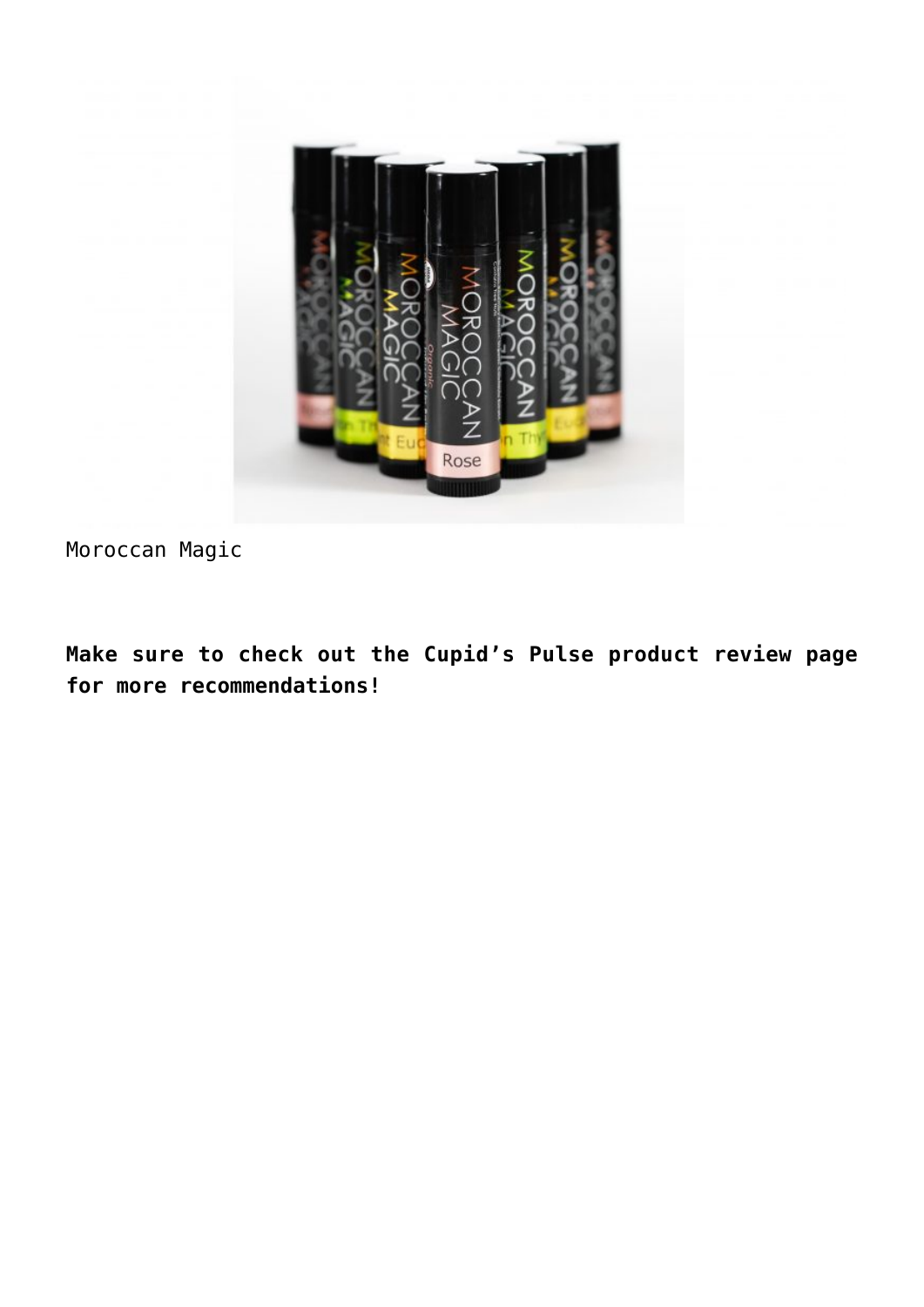Moroccan Magic

**Make sure to check out the Cupid's Pulse product review page for more recommendations!**